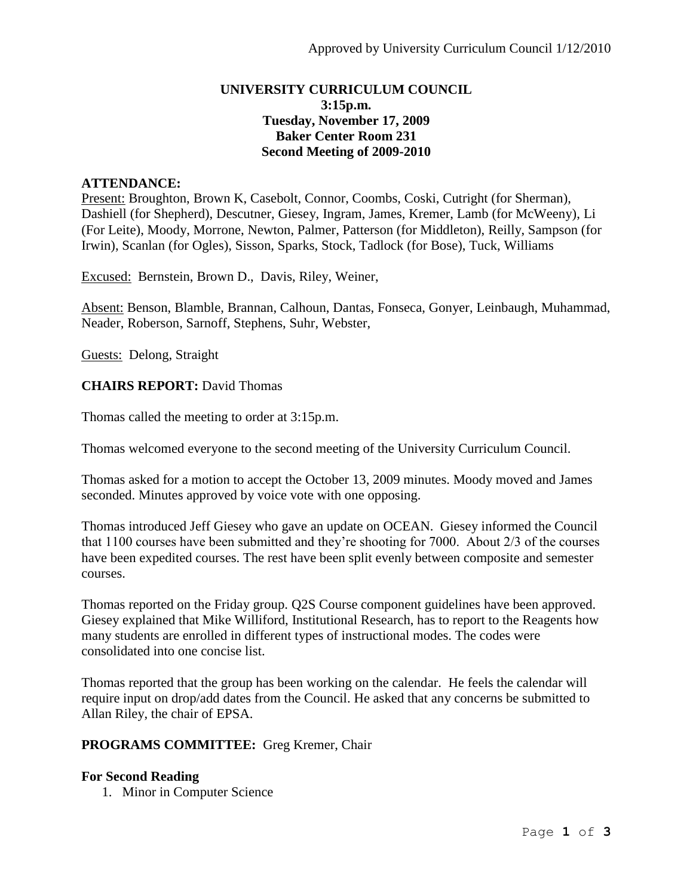Approved by University Curriculum Council 1/12/2010

**UNIVERSITY CURRICULUM COUNCIL**
**3:15p.m.**
**Tuesday, November 17, 2009**
**Baker Center Room 231**
**Second Meeting of 2009-2010**

**ATTENDANCE:**

Present: Broughton, Brown K, Casebolt, Connor, Coombs, Coski, Cutright (for Sherman), Dashiell (for Shepherd), Descutner, Giesey, Ingram, James, Kremer, Lamb (for McWeeny), Li (For Leite), Moody, Morrone, Newton, Palmer, Patterson (for Middleton), Reilly, Sampson (for Irwin), Scanlan (for Ogles), Sisson, Sparks, Stock, Tadlock (for Bose), Tuck, Williams

Excused: Bernstein, Brown D., Davis, Riley, Weiner,

Absent: Benson, Blamble, Brannan, Calhoun, Dantas, Fonseca, Gonyer, Leinbaugh, Muhammad, Neader, Roberson, Sarnoff, Stephens, Suhr, Webster,

Guests: Delong, Straight

**CHAIRS REPORT:** David Thomas

Thomas called the meeting to order at 3:15p.m.

Thomas welcomed everyone to the second meeting of the University Curriculum Council.

Thomas asked for a motion to accept the October 13, 2009 minutes. Moody moved and James seconded. Minutes approved by voice vote with one opposing.

Thomas introduced Jeff Giesey who gave an update on OCEAN. Giesey informed the Council that 1100 courses have been submitted and they're shooting for 7000. About 2/3 of the courses have been expedited courses. The rest have been split evenly between composite and semester courses.

Thomas reported on the Friday group. Q2S Course component guidelines have been approved. Giesey explained that Mike Williford, Institutional Research, has to report to the Reagents how many students are enrolled in different types of instructional modes. The codes were consolidated into one concise list.

Thomas reported that the group has been working on the calendar. He feels the calendar will require input on drop/add dates from the Council. He asked that any concerns be submitted to Allan Riley, the chair of EPSA.

**PROGRAMS COMMITTEE:** Greg Kremer, Chair

**For Second Reading**

1. Minor in Computer Science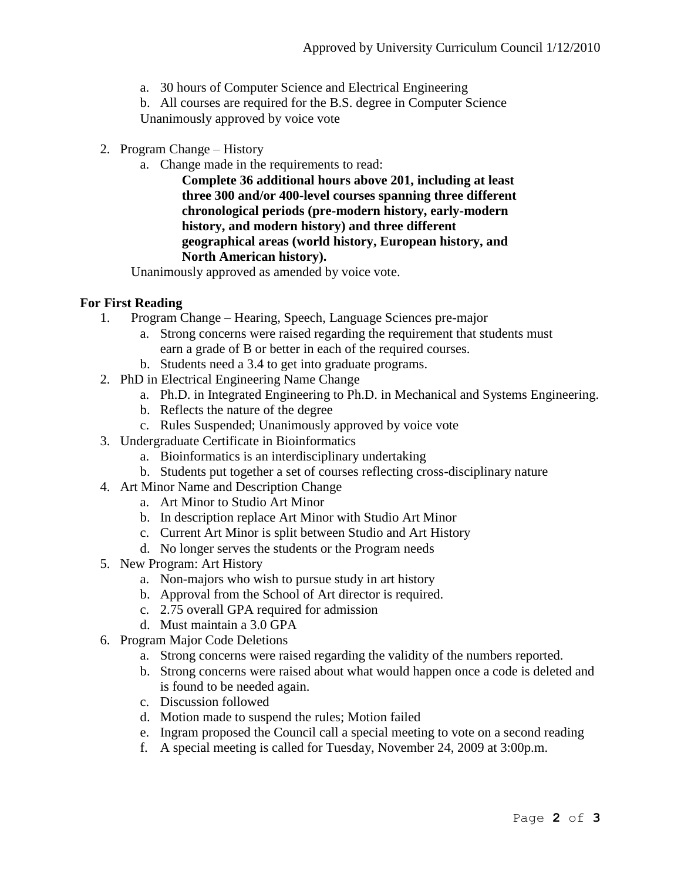a. 30 hours of Computer Science and Electrical Engineering
   b. All courses are required for the B.S. degree in Computer Science

   Unanimously approved by voice vote

2. Program Change – History
   a. Change made in the requirements to read:

      **Complete 36 additional hours above 201, including at least three 300 and/or 400-level courses spanning three different chronological periods (pre-modern history, early-modern history, and modern history) and three different geographical areas (world history, European history, and North American history).**

   Unanimously approved as amended by voice vote.

**For First Reading**

1. Program Change – Hearing, Speech, Language Sciences pre-major
   a. Strong concerns were raised regarding the requirement that students must earn a grade of B or better in each of the required courses.
   b. Students need a 3.4 to get into graduate programs.
2. PhD in Electrical Engineering Name Change
   a. Ph.D. in Integrated Engineering to Ph.D. in Mechanical and Systems Engineering.
   b. Reflects the nature of the degree
   c. Rules Suspended; Unanimously approved by voice vote
3. Undergraduate Certificate in Bioinformatics
   a. Bioinformatics is an interdisciplinary undertaking
   b. Students put together a set of courses reflecting cross-disciplinary nature
4. Art Minor Name and Description Change
   a. Art Minor to Studio Art Minor
   b. In description replace Art Minor with Studio Art Minor
   c. Current Art Minor is split between Studio and Art History
   d. No longer serves the students or the Program needs
5. New Program: Art History
   a. Non-majors who wish to pursue study in art history
   b. Approval from the School of Art director is required.
   c. 2.75 overall GPA required for admission
   d. Must maintain a 3.0 GPA
6. Program Major Code Deletions
   a. Strong concerns were raised regarding the validity of the numbers reported.
   b. Strong concerns were raised about what would happen once a code is deleted and is found to be needed again.
   c. Discussion followed
   d. Motion made to suspend the rules; Motion failed
   e. Ingram proposed the Council call a special meeting to vote on a second reading
   f. A special meeting is called for Tuesday, November 24, 2009 at 3:00p.m.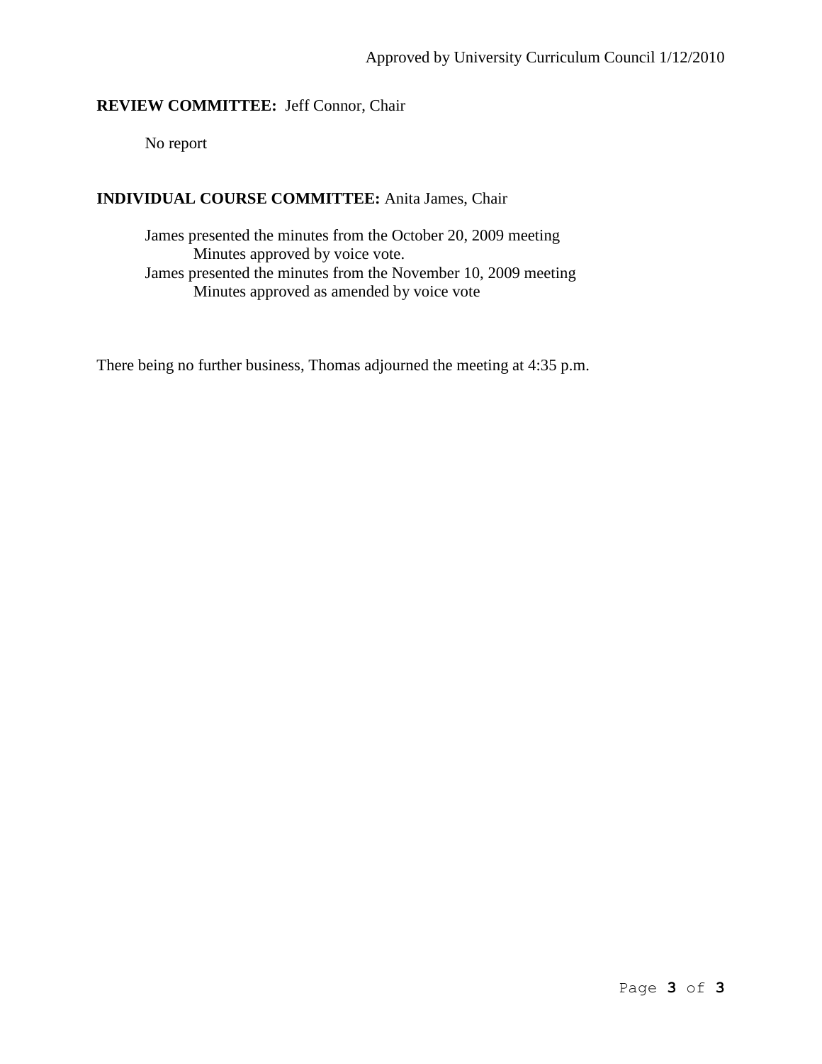**REVIEW COMMITTEE:** Jeff Connor, Chair

No report

**INDIVIDUAL COURSE COMMITTEE:** Anita James, Chair

James presented the minutes from the October 20, 2009 meeting
 Minutes approved by voice vote.
James presented the minutes from the November 10, 2009 meeting
 Minutes approved as amended by voice vote

There being no further business, Thomas adjourned the meeting at 4:35 p.m.